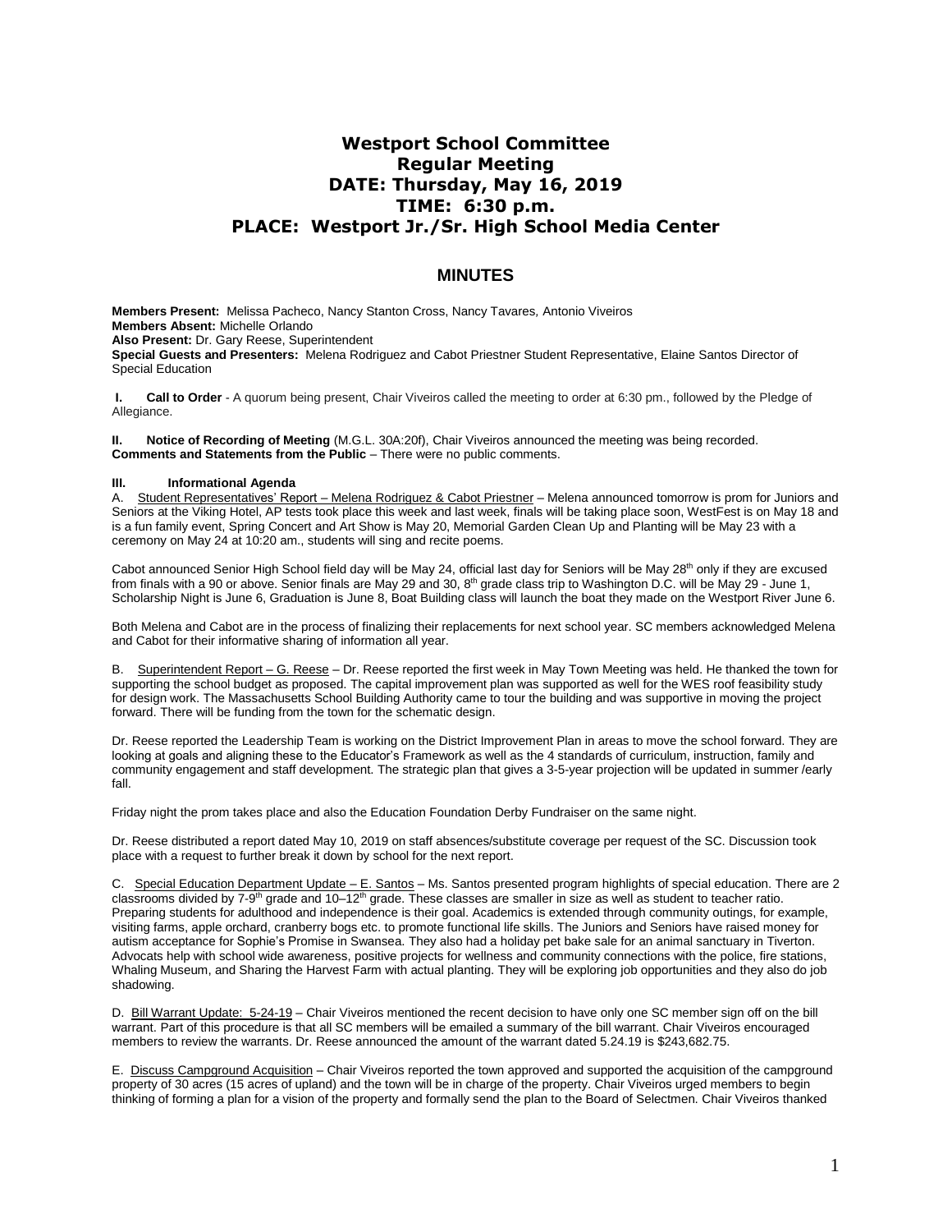# Westport School Committee
# Regular Meeting
# DATE: Thursday, May 16, 2019
# TIME: 6:30 p.m.
# PLACE: Westport Jr./Sr. High School Media Center

## MINUTES

**Members Present:** Melissa Pacheco, Nancy Stanton Cross, Nancy Tavares, Antonio Viveiros
**Members Absent:** Michelle Orlando
**Also Present:** Dr. Gary Reese, Superintendent
**Special Guests and Presenters:** Melena Rodriguez and Cabot Priestner Student Representative, Elaine Santos Director of Special Education

**I. Call to Order** - A quorum being present, Chair Viveiros called the meeting to order at 6:30 pm., followed by the Pledge of Allegiance.

**II. Notice of Recording of Meeting** (M.G.L. 30A:20f), Chair Viveiros announced the meeting was being recorded.
**Comments and Statements from the Public** – There were no public comments.

**III. Informational Agenda**

A. Student Representatives' Report – Melena Rodriguez & Cabot Priestner – Melena announced tomorrow is prom for Juniors and Seniors at the Viking Hotel, AP tests took place this week and last week, finals will be taking place soon, WestFest is on May 18 and is a fun family event, Spring Concert and Art Show is May 20, Memorial Garden Clean Up and Planting will be May 23 with a ceremony on May 24 at 10:20 am., students will sing and recite poems.

Cabot announced Senior High School field day will be May 24, official last day for Seniors will be May 28th only if they are excused from finals with a 90 or above. Senior finals are May 29 and 30, 8th grade class trip to Washington D.C. will be May 29 - June 1, Scholarship Night is June 6, Graduation is June 8, Boat Building class will launch the boat they made on the Westport River June 6.

Both Melena and Cabot are in the process of finalizing their replacements for next school year. SC members acknowledged Melena and Cabot for their informative sharing of information all year.

B. Superintendent Report – G. Reese – Dr. Reese reported the first week in May Town Meeting was held. He thanked the town for supporting the school budget as proposed. The capital improvement plan was supported as well for the WES roof feasibility study for design work. The Massachusetts School Building Authority came to tour the building and was supportive in moving the project forward. There will be funding from the town for the schematic design.

Dr. Reese reported the Leadership Team is working on the District Improvement Plan in areas to move the school forward. They are looking at goals and aligning these to the Educator's Framework as well as the 4 standards of curriculum, instruction, family and community engagement and staff development. The strategic plan that gives a 3-5-year projection will be updated in summer /early fall.

Friday night the prom takes place and also the Education Foundation Derby Fundraiser on the same night.

Dr. Reese distributed a report dated May 10, 2019 on staff absences/substitute coverage per request of the SC. Discussion took place with a request to further break it down by school for the next report.

C. Special Education Department Update – E. Santos – Ms. Santos presented program highlights of special education. There are 2 classrooms divided by 7-9th grade and 10–12th grade. These classes are smaller in size as well as student to teacher ratio. Preparing students for adulthood and independence is their goal. Academics is extended through community outings, for example, visiting farms, apple orchard, cranberry bogs etc. to promote functional life skills. The Juniors and Seniors have raised money for autism acceptance for Sophie's Promise in Swansea. They also had a holiday pet bake sale for an animal sanctuary in Tiverton. Advocats help with school wide awareness, positive projects for wellness and community connections with the police, fire stations, Whaling Museum, and Sharing the Harvest Farm with actual planting. They will be exploring job opportunities and they also do job shadowing.

D. Bill Warrant Update: 5-24-19 – Chair Viveiros mentioned the recent decision to have only one SC member sign off on the bill warrant. Part of this procedure is that all SC members will be emailed a summary of the bill warrant. Chair Viveiros encouraged members to review the warrants. Dr. Reese announced the amount of the warrant dated 5.24.19 is $243,682.75.

E. Discuss Campground Acquisition – Chair Viveiros reported the town approved and supported the acquisition of the campground property of 30 acres (15 acres of upland) and the town will be in charge of the property. Chair Viveiros urged members to begin thinking of forming a plan for a vision of the property and formally send the plan to the Board of Selectmen. Chair Viveiros thanked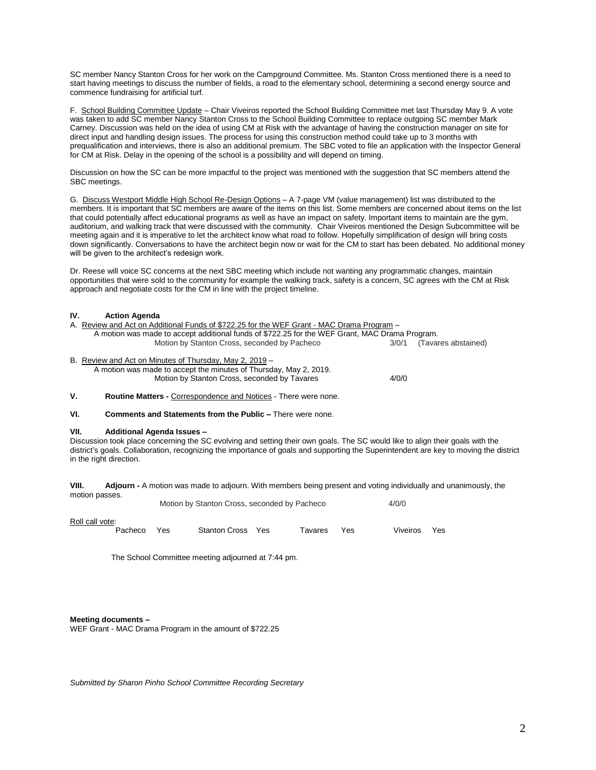SC member Nancy Stanton Cross for her work on the Campground Committee. Ms. Stanton Cross mentioned there is a need to start having meetings to discuss the number of fields, a road to the elementary school, determining a second energy source and commence fundraising for artificial turf.

F. School Building Committee Update – Chair Viveiros reported the School Building Committee met last Thursday May 9. A vote was taken to add SC member Nancy Stanton Cross to the School Building Committee to replace outgoing SC member Mark Carney. Discussion was held on the idea of using CM at Risk with the advantage of having the construction manager on site for direct input and handling design issues. The process for using this construction method could take up to 3 months with prequalification and interviews, there is also an additional premium. The SBC voted to file an application with the Inspector General for CM at Risk. Delay in the opening of the school is a possibility and will depend on timing.

Discussion on how the SC can be more impactful to the project was mentioned with the suggestion that SC members attend the SBC meetings.

G. Discuss Westport Middle High School Re-Design Options – A 7-page VM (value management) list was distributed to the members. It is important that SC members are aware of the items on this list. Some members are concerned about items on the list that could potentially affect educational programs as well as have an impact on safety. Important items to maintain are the gym, auditorium, and walking track that were discussed with the community. Chair Viveiros mentioned the Design Subcommittee will be meeting again and it is imperative to let the architect know what road to follow. Hopefully simplification of design will bring costs down significantly. Conversations to have the architect begin now or wait for the CM to start has been debated. No additional money will be given to the architect's redesign work.

Dr. Reese will voice SC concerns at the next SBC meeting which include not wanting any programmatic changes, maintain opportunities that were sold to the community for example the walking track, safety is a concern, SC agrees with the CM at Risk approach and negotiate costs for the CM in line with the project timeline.

**IV. Action Agenda**

A. Review and Act on Additional Funds of $722.25 for the WEF Grant - MAC Drama Program –

A motion was made to accept additional funds of $722.25 for the WEF Grant, MAC Drama Program.

Motion by Stanton Cross, seconded by Pacheco 3/0/1 (Tavares abstained)

B. Review and Act on Minutes of Thursday, May 2, 2019 –

A motion was made to accept the minutes of Thursday, May 2, 2019.

Motion by Stanton Cross, seconded by Tavares 4/0/0

**V. Routine Matters -** Correspondence and Notices - There were none.

**VI. Comments and Statements from the Public –** There were none.

**VII. Additional Agenda Issues –**

Discussion took place concerning the SC evolving and setting their own goals. The SC would like to align their goals with the district's goals. Collaboration, recognizing the importance of goals and supporting the Superintendent are key to moving the district in the right direction.

**VIII. Adjourn -** A motion was made to adjourn. With members being present and voting individually and unanimously, the motion passes.

Motion by Stanton Cross, seconded by Pacheco 4/0/0

Roll call vote:

Pacheco Yes Stanton Cross Yes Tavares Yes Viveiros Yes

The School Committee meeting adjourned at 7:44 pm.

**Meeting documents –**

WEF Grant - MAC Drama Program in the amount of $722.25

*Submitted by Sharon Pinho School Committee Recording Secretary*